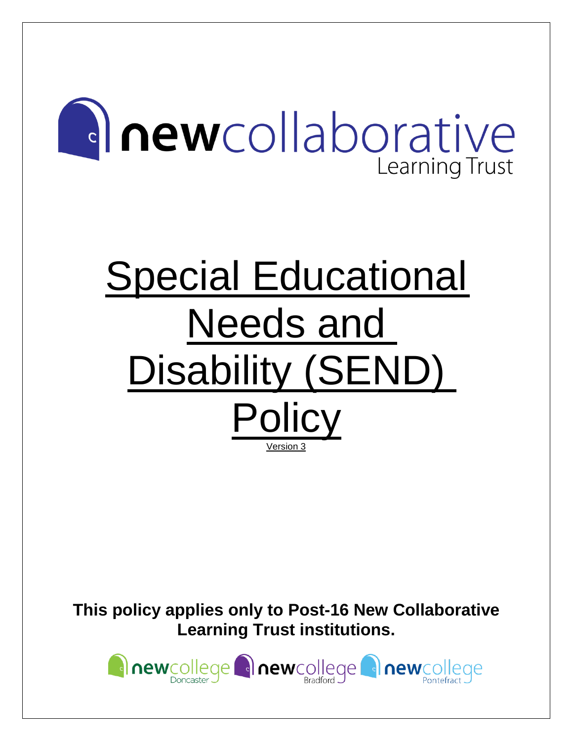newcollaborative
Learning Trust

# Special Educational Needs and Disability (SEND) Policy

Version 3

**This policy applies only to Post-16 New Collaborative Learning Trust institutions.**

newcollege Doncaster newcollege Bradford newcollege Pontefract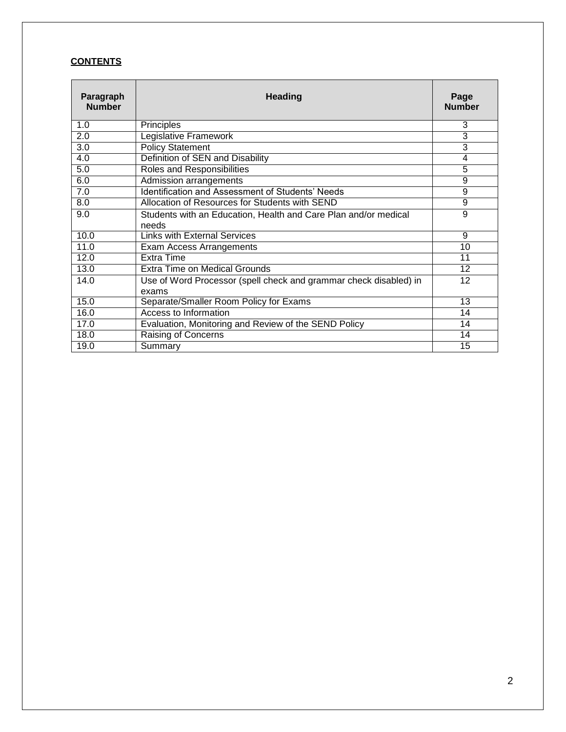**CONTENTS**

| Paragraph Number | Heading | Page Number |
|---|---|---|
| 1.0 | Principles | 3 |
| 2.0 | Legislative Framework | 3 |
| 3.0 | Policy Statement | 3 |
| 4.0 | Definition of SEN and Disability | 4 |
| 5.0 | Roles and Responsibilities | 5 |
| 6.0 | Admission arrangements | 9 |
| 7.0 | Identification and Assessment of Students' Needs | 9 |
| 8.0 | Allocation of Resources for Students with SEND | 9 |
| 9.0 | Students with an Education, Health and Care Plan and/or medical needs | 9 |
| 10.0 | Links with External Services | 9 |
| 11.0 | Exam Access Arrangements | 10 |
| 12.0 | Extra Time | 11 |
| 13.0 | Extra Time on Medical Grounds | 12 |
| 14.0 | Use of Word Processor (spell check and grammar check disabled) in exams | 12 |
| 15.0 | Separate/Smaller Room Policy for Exams | 13 |
| 16.0 | Access to Information | 14 |
| 17.0 | Evaluation, Monitoring and Review of the SEND Policy | 14 |
| 18.0 | Raising of Concerns | 14 |
| 19.0 | Summary | 15 |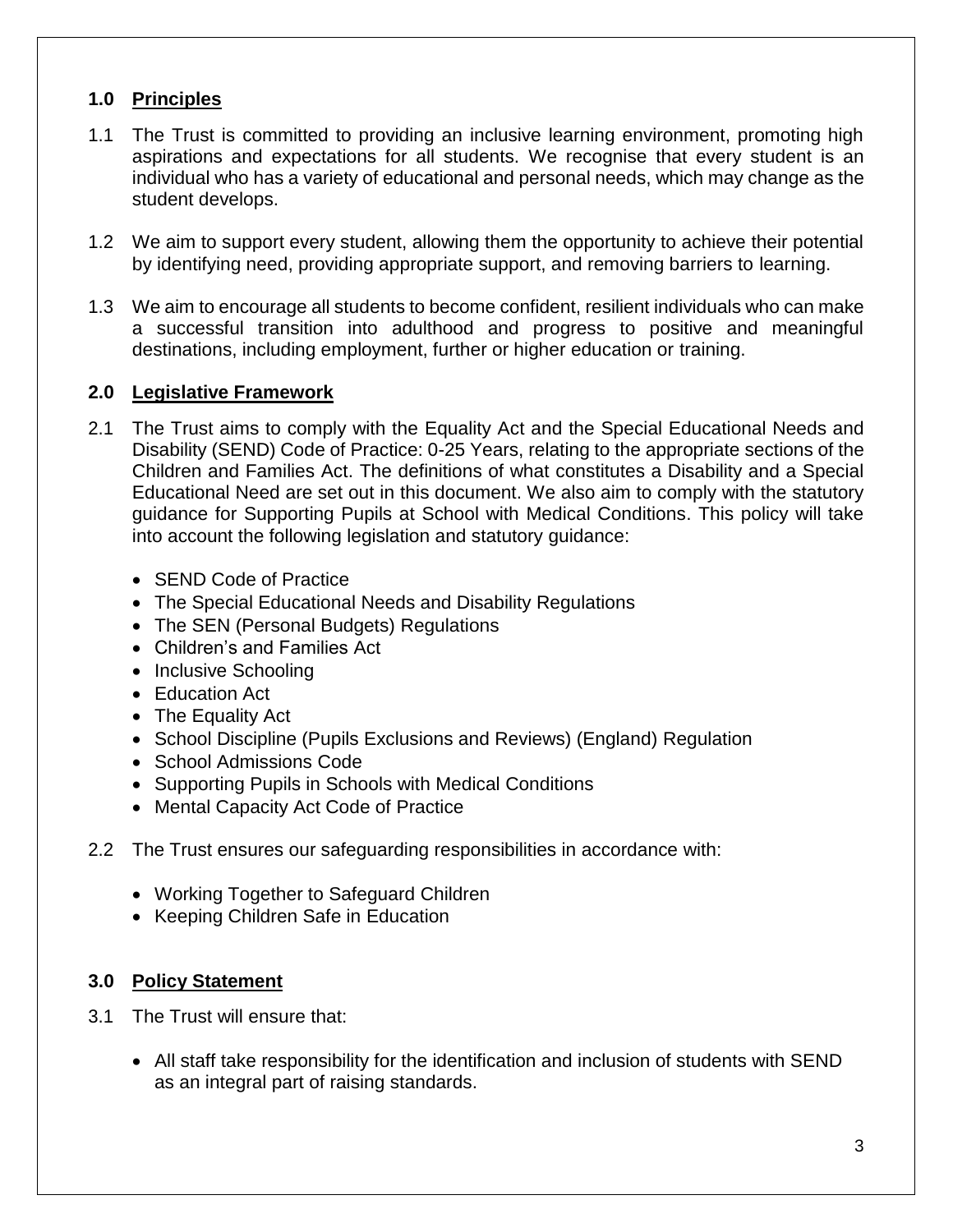## 1.0 Principles

1.1 The Trust is committed to providing an inclusive learning environment, promoting high aspirations and expectations for all students. We recognise that every student is an individual who has a variety of educational and personal needs, which may change as the student develops.

1.2 We aim to support every student, allowing them the opportunity to achieve their potential by identifying need, providing appropriate support, and removing barriers to learning.

1.3 We aim to encourage all students to become confident, resilient individuals who can make a successful transition into adulthood and progress to positive and meaningful destinations, including employment, further or higher education or training.

## 2.0 Legislative Framework

2.1 The Trust aims to comply with the Equality Act and the Special Educational Needs and Disability (SEND) Code of Practice: 0-25 Years, relating to the appropriate sections of the Children and Families Act. The definitions of what constitutes a Disability and a Special Educational Need are set out in this document. We also aim to comply with the statutory guidance for Supporting Pupils at School with Medical Conditions. This policy will take into account the following legislation and statutory guidance:

- SEND Code of Practice
- The Special Educational Needs and Disability Regulations
- The SEN (Personal Budgets) Regulations
- Children's and Families Act
- Inclusive Schooling
- Education Act
- The Equality Act
- School Discipline (Pupils Exclusions and Reviews) (England) Regulation
- School Admissions Code
- Supporting Pupils in Schools with Medical Conditions
- Mental Capacity Act Code of Practice

2.2 The Trust ensures our safeguarding responsibilities in accordance with:

- Working Together to Safeguard Children
- Keeping Children Safe in Education

## 3.0 Policy Statement

3.1 The Trust will ensure that:

- All staff take responsibility for the identification and inclusion of students with SEND as an integral part of raising standards.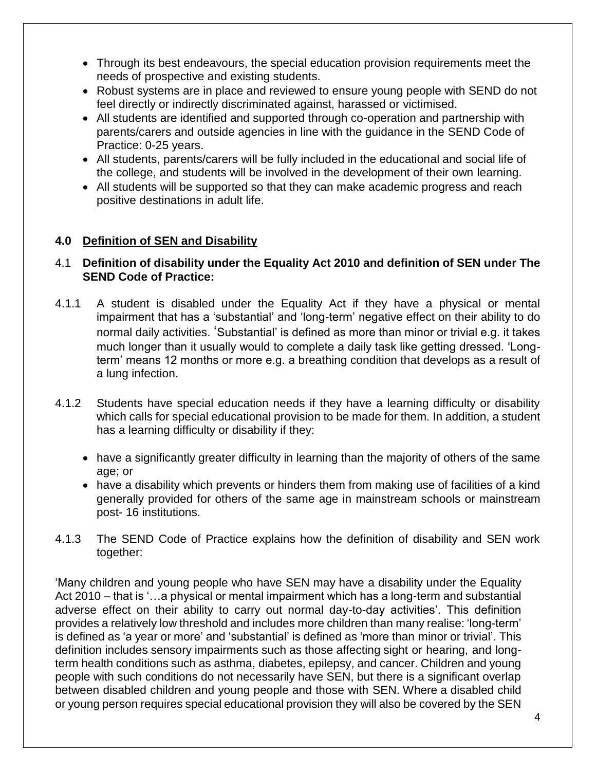- Through its best endeavours, the special education provision requirements meet the needs of prospective and existing students.
- Robust systems are in place and reviewed to ensure young people with SEND do not feel directly or indirectly discriminated against, harassed or victimised.
- All students are identified and supported through co-operation and partnership with parents/carers and outside agencies in line with the guidance in the SEND Code of Practice: 0-25 years.
- All students, parents/carers will be fully included in the educational and social life of the college, and students will be involved in the development of their own learning.
- All students will be supported so that they can make academic progress and reach positive destinations in adult life.

## 4.0 Definition of SEN and Disability

### 4.1 Definition of disability under the Equality Act 2010 and definition of SEN under The SEND Code of Practice:

4.1.1 A student is disabled under the Equality Act if they have a physical or mental impairment that has a 'substantial' and 'long-term' negative effect on their ability to do normal daily activities. 'Substantial' is defined as more than minor or trivial e.g. it takes much longer than it usually would to complete a daily task like getting dressed. 'Long-term' means 12 months or more e.g. a breathing condition that develops as a result of a lung infection.

4.1.2 Students have special education needs if they have a learning difficulty or disability which calls for special educational provision to be made for them. In addition, a student has a learning difficulty or disability if they:

- have a significantly greater difficulty in learning than the majority of others of the same age; or
- have a disability which prevents or hinders them from making use of facilities of a kind generally provided for others of the same age in mainstream schools or mainstream post- 16 institutions.

4.1.3 The SEND Code of Practice explains how the definition of disability and SEN work together:

'Many children and young people who have SEN may have a disability under the Equality Act 2010 – that is '…a physical or mental impairment which has a long-term and substantial adverse effect on their ability to carry out normal day-to-day activities'. This definition provides a relatively low threshold and includes more children than many realise: 'long-term' is defined as 'a year or more' and 'substantial' is defined as 'more than minor or trivial'. This definition includes sensory impairments such as those affecting sight or hearing, and long-term health conditions such as asthma, diabetes, epilepsy, and cancer. Children and young people with such conditions do not necessarily have SEN, but there is a significant overlap between disabled children and young people and those with SEN. Where a disabled child or young person requires special educational provision they will also be covered by the SEN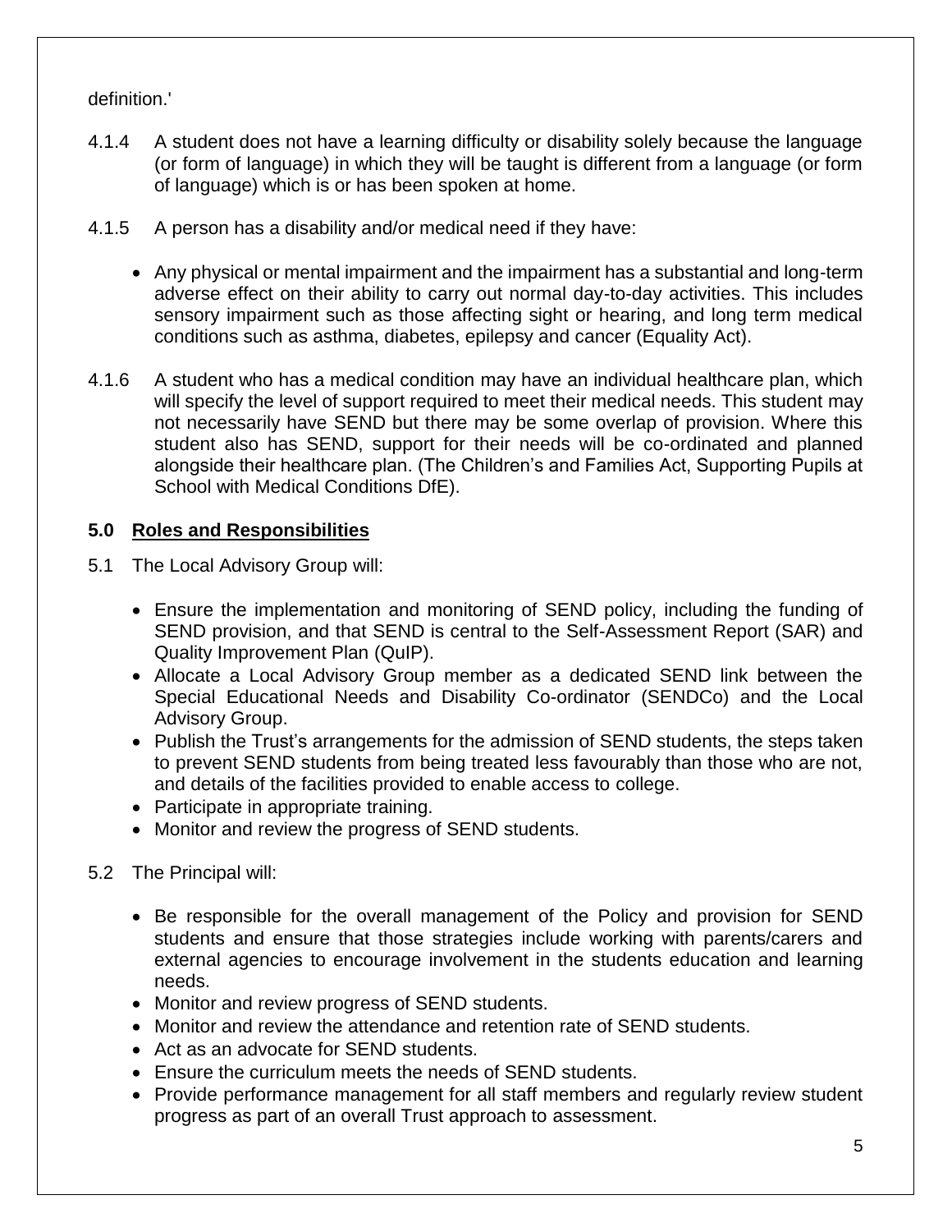definition.'

4.1.4 A student does not have a learning difficulty or disability solely because the language (or form of language) in which they will be taught is different from a language (or form of language) which is or has been spoken at home.

4.1.5 A person has a disability and/or medical need if they have:

- Any physical or mental impairment and the impairment has a substantial and long-term adverse effect on their ability to carry out normal day-to-day activities. This includes sensory impairment such as those affecting sight or hearing, and long term medical conditions such as asthma, diabetes, epilepsy and cancer (Equality Act).

4.1.6 A student who has a medical condition may have an individual healthcare plan, which will specify the level of support required to meet their medical needs. This student may not necessarily have SEND but there may be some overlap of provision. Where this student also has SEND, support for their needs will be co-ordinated and planned alongside their healthcare plan. (The Children's and Families Act, Supporting Pupils at School with Medical Conditions DfE).

## 5.0 Roles and Responsibilities

5.1 The Local Advisory Group will:

- Ensure the implementation and monitoring of SEND policy, including the funding of SEND provision, and that SEND is central to the Self-Assessment Report (SAR) and Quality Improvement Plan (QuIP).
- Allocate a Local Advisory Group member as a dedicated SEND link between the Special Educational Needs and Disability Co-ordinator (SENDCo) and the Local Advisory Group.
- Publish the Trust's arrangements for the admission of SEND students, the steps taken to prevent SEND students from being treated less favourably than those who are not, and details of the facilities provided to enable access to college.
- Participate in appropriate training.
- Monitor and review the progress of SEND students.

5.2 The Principal will:

- Be responsible for the overall management of the Policy and provision for SEND students and ensure that those strategies include working with parents/carers and external agencies to encourage involvement in the students education and learning needs.
- Monitor and review progress of SEND students.
- Monitor and review the attendance and retention rate of SEND students.
- Act as an advocate for SEND students.
- Ensure the curriculum meets the needs of SEND students.
- Provide performance management for all staff members and regularly review student progress as part of an overall Trust approach to assessment.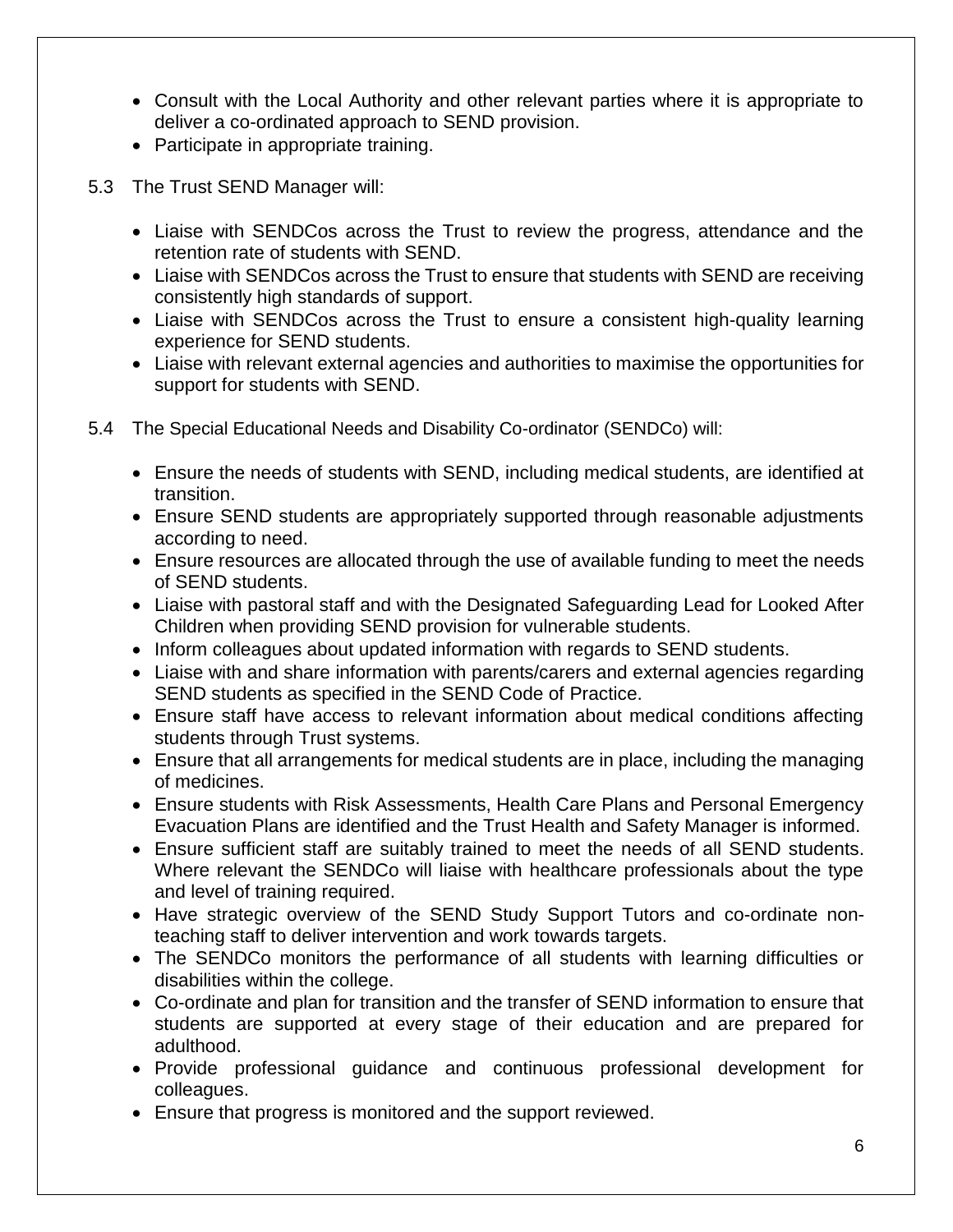- Consult with the Local Authority and other relevant parties where it is appropriate to deliver a co-ordinated approach to SEND provision.
- Participate in appropriate training.

5.3 The Trust SEND Manager will:

- Liaise with SENDCos across the Trust to review the progress, attendance and the retention rate of students with SEND.
- Liaise with SENDCos across the Trust to ensure that students with SEND are receiving consistently high standards of support.
- Liaise with SENDCos across the Trust to ensure a consistent high-quality learning experience for SEND students.
- Liaise with relevant external agencies and authorities to maximise the opportunities for support for students with SEND.

5.4 The Special Educational Needs and Disability Co-ordinator (SENDCo) will:

- Ensure the needs of students with SEND, including medical students, are identified at transition.
- Ensure SEND students are appropriately supported through reasonable adjustments according to need.
- Ensure resources are allocated through the use of available funding to meet the needs of SEND students.
- Liaise with pastoral staff and with the Designated Safeguarding Lead for Looked After Children when providing SEND provision for vulnerable students.
- Inform colleagues about updated information with regards to SEND students.
- Liaise with and share information with parents/carers and external agencies regarding SEND students as specified in the SEND Code of Practice.
- Ensure staff have access to relevant information about medical conditions affecting students through Trust systems.
- Ensure that all arrangements for medical students are in place, including the managing of medicines.
- Ensure students with Risk Assessments, Health Care Plans and Personal Emergency Evacuation Plans are identified and the Trust Health and Safety Manager is informed.
- Ensure sufficient staff are suitably trained to meet the needs of all SEND students. Where relevant the SENDCo will liaise with healthcare professionals about the type and level of training required.
- Have strategic overview of the SEND Study Support Tutors and co-ordinate non-teaching staff to deliver intervention and work towards targets.
- The SENDCo monitors the performance of all students with learning difficulties or disabilities within the college.
- Co-ordinate and plan for transition and the transfer of SEND information to ensure that students are supported at every stage of their education and are prepared for adulthood.
- Provide professional guidance and continuous professional development for colleagues.
- Ensure that progress is monitored and the support reviewed.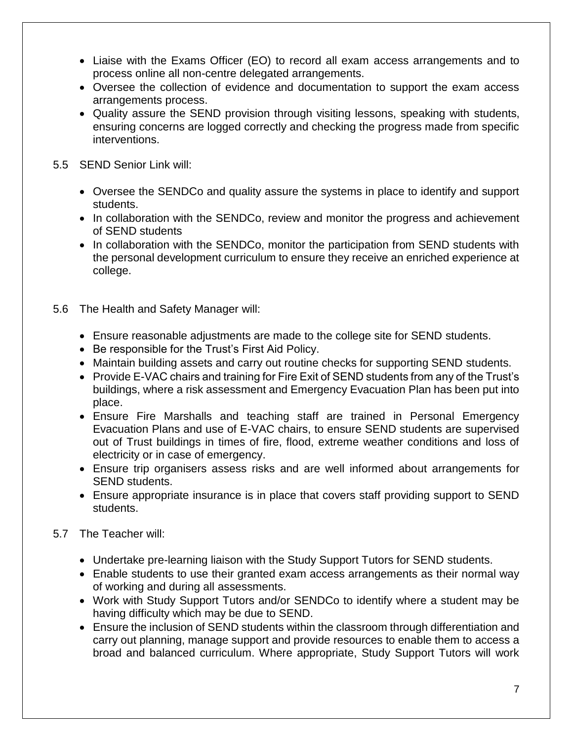- Liaise with the Exams Officer (EO) to record all exam access arrangements and to process online all non-centre delegated arrangements.
- Oversee the collection of evidence and documentation to support the exam access arrangements process.
- Quality assure the SEND provision through visiting lessons, speaking with students, ensuring concerns are logged correctly and checking the progress made from specific interventions.

5.5 SEND Senior Link will:

- Oversee the SENDCo and quality assure the systems in place to identify and support students.
- In collaboration with the SENDCo, review and monitor the progress and achievement of SEND students
- In collaboration with the SENDCo, monitor the participation from SEND students with the personal development curriculum to ensure they receive an enriched experience at college.

5.6 The Health and Safety Manager will:

- Ensure reasonable adjustments are made to the college site for SEND students.
- Be responsible for the Trust's First Aid Policy.
- Maintain building assets and carry out routine checks for supporting SEND students.
- Provide E-VAC chairs and training for Fire Exit of SEND students from any of the Trust's buildings, where a risk assessment and Emergency Evacuation Plan has been put into place.
- Ensure Fire Marshalls and teaching staff are trained in Personal Emergency Evacuation Plans and use of E-VAC chairs, to ensure SEND students are supervised out of Trust buildings in times of fire, flood, extreme weather conditions and loss of electricity or in case of emergency.
- Ensure trip organisers assess risks and are well informed about arrangements for SEND students.
- Ensure appropriate insurance is in place that covers staff providing support to SEND students.

5.7 The Teacher will:

- Undertake pre-learning liaison with the Study Support Tutors for SEND students.
- Enable students to use their granted exam access arrangements as their normal way of working and during all assessments.
- Work with Study Support Tutors and/or SENDCo to identify where a student may be having difficulty which may be due to SEND.
- Ensure the inclusion of SEND students within the classroom through differentiation and carry out planning, manage support and provide resources to enable them to access a broad and balanced curriculum. Where appropriate, Study Support Tutors will work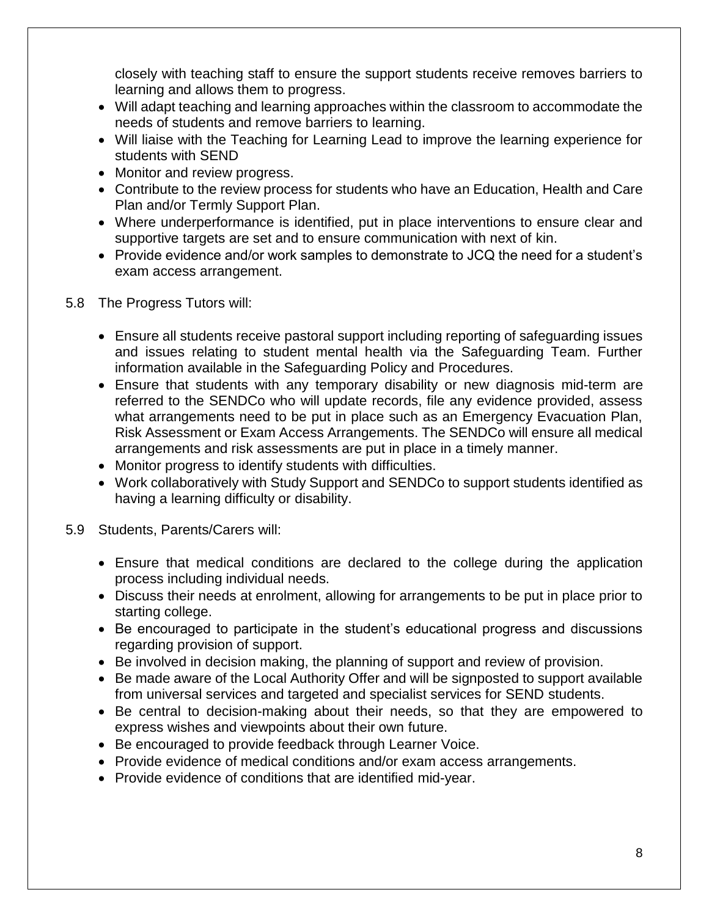closely with teaching staff to ensure the support students receive removes barriers to learning and allows them to progress.

- Will adapt teaching and learning approaches within the classroom to accommodate the needs of students and remove barriers to learning.
- Will liaise with the Teaching for Learning Lead to improve the learning experience for students with SEND
- Monitor and review progress.
- Contribute to the review process for students who have an Education, Health and Care Plan and/or Termly Support Plan.
- Where underperformance is identified, put in place interventions to ensure clear and supportive targets are set and to ensure communication with next of kin.
- Provide evidence and/or work samples to demonstrate to JCQ the need for a student's exam access arrangement.

5.8 The Progress Tutors will:

- Ensure all students receive pastoral support including reporting of safeguarding issues and issues relating to student mental health via the Safeguarding Team. Further information available in the Safeguarding Policy and Procedures.
- Ensure that students with any temporary disability or new diagnosis mid-term are referred to the SENDCo who will update records, file any evidence provided, assess what arrangements need to be put in place such as an Emergency Evacuation Plan, Risk Assessment or Exam Access Arrangements. The SENDCo will ensure all medical arrangements and risk assessments are put in place in a timely manner.
- Monitor progress to identify students with difficulties.
- Work collaboratively with Study Support and SENDCo to support students identified as having a learning difficulty or disability.

5.9 Students, Parents/Carers will:

- Ensure that medical conditions are declared to the college during the application process including individual needs.
- Discuss their needs at enrolment, allowing for arrangements to be put in place prior to starting college.
- Be encouraged to participate in the student's educational progress and discussions regarding provision of support.
- Be involved in decision making, the planning of support and review of provision.
- Be made aware of the Local Authority Offer and will be signposted to support available from universal services and targeted and specialist services for SEND students.
- Be central to decision-making about their needs, so that they are empowered to express wishes and viewpoints about their own future.
- Be encouraged to provide feedback through Learner Voice.
- Provide evidence of medical conditions and/or exam access arrangements.
- Provide evidence of conditions that are identified mid-year.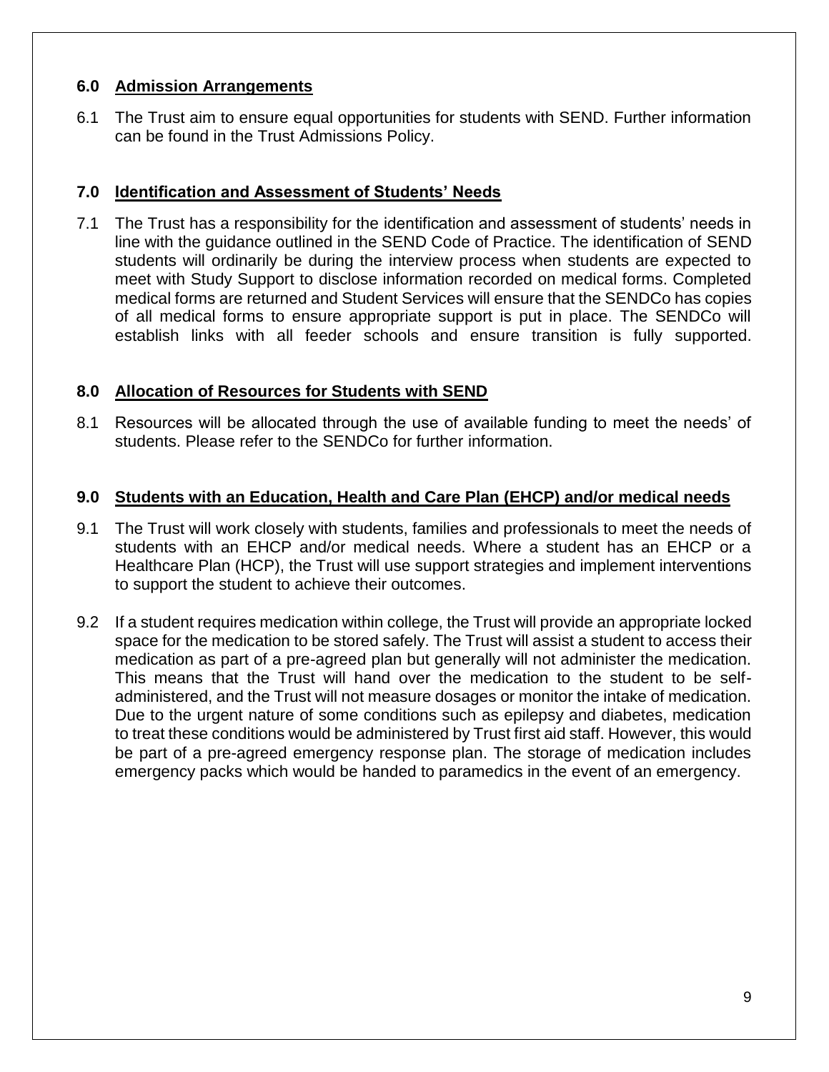## 6.0 Admission Arrangements

6.1 The Trust aim to ensure equal opportunities for students with SEND. Further information can be found in the Trust Admissions Policy.

## 7.0 Identification and Assessment of Students' Needs

7.1 The Trust has a responsibility for the identification and assessment of students' needs in line with the guidance outlined in the SEND Code of Practice. The identification of SEND students will ordinarily be during the interview process when students are expected to meet with Study Support to disclose information recorded on medical forms. Completed medical forms are returned and Student Services will ensure that the SENDCo has copies of all medical forms to ensure appropriate support is put in place. The SENDCo will establish links with all feeder schools and ensure transition is fully supported.

## 8.0 Allocation of Resources for Students with SEND

8.1 Resources will be allocated through the use of available funding to meet the needs' of students. Please refer to the SENDCo for further information.

## 9.0 Students with an Education, Health and Care Plan (EHCP) and/or medical needs

9.1 The Trust will work closely with students, families and professionals to meet the needs of students with an EHCP and/or medical needs. Where a student has an EHCP or a Healthcare Plan (HCP), the Trust will use support strategies and implement interventions to support the student to achieve their outcomes.

9.2 If a student requires medication within college, the Trust will provide an appropriate locked space for the medication to be stored safely. The Trust will assist a student to access their medication as part of a pre-agreed plan but generally will not administer the medication. This means that the Trust will hand over the medication to the student to be self-administered, and the Trust will not measure dosages or monitor the intake of medication. Due to the urgent nature of some conditions such as epilepsy and diabetes, medication to treat these conditions would be administered by Trust first aid staff. However, this would be part of a pre-agreed emergency response plan. The storage of medication includes emergency packs which would be handed to paramedics in the event of an emergency.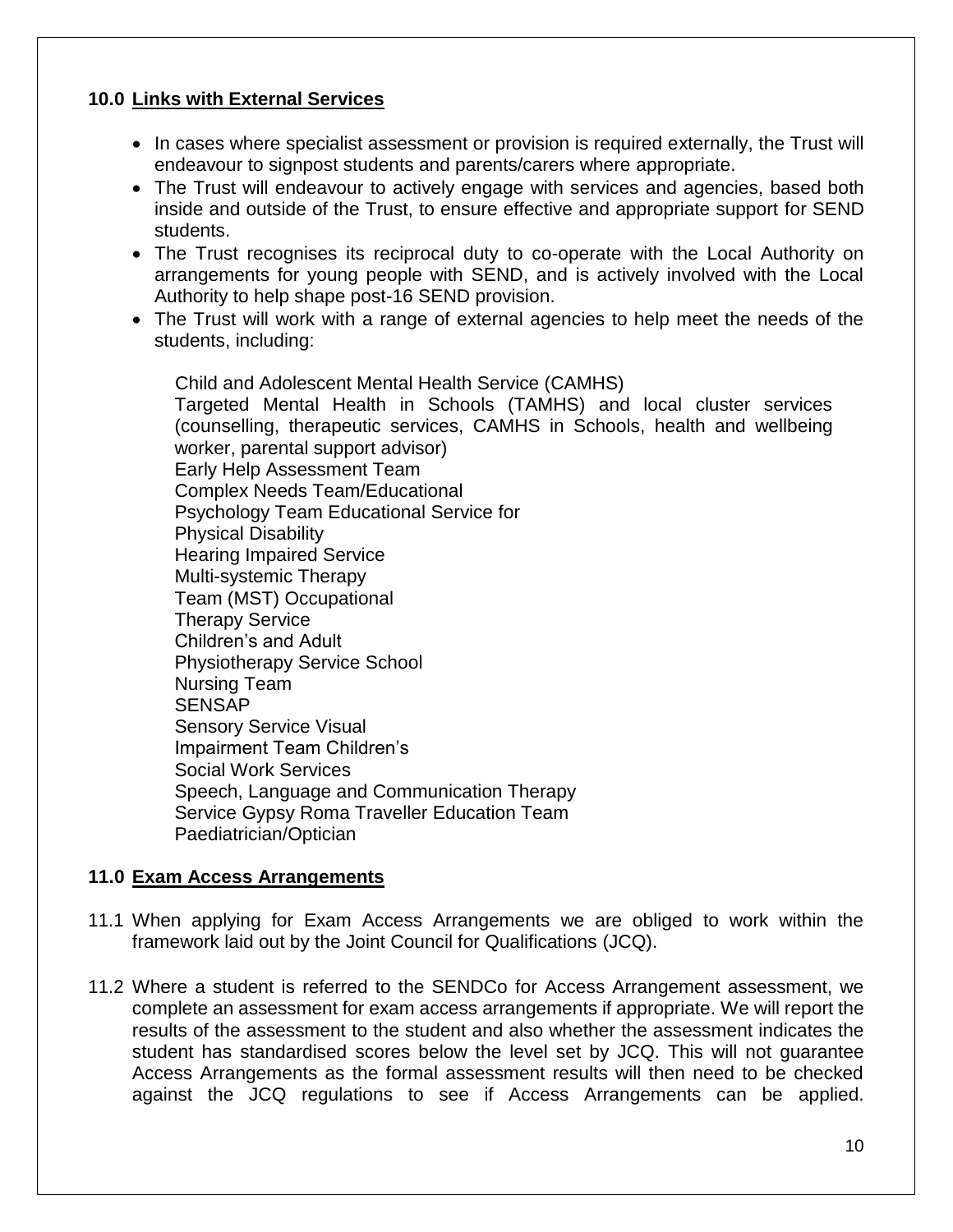## 10.0 Links with External Services

- In cases where specialist assessment or provision is required externally, the Trust will endeavour to signpost students and parents/carers where appropriate.
- The Trust will endeavour to actively engage with services and agencies, based both inside and outside of the Trust, to ensure effective and appropriate support for SEND students.
- The Trust recognises its reciprocal duty to co-operate with the Local Authority on arrangements for young people with SEND, and is actively involved with the Local Authority to help shape post-16 SEND provision.
- The Trust will work with a range of external agencies to help meet the needs of the students, including:

  Child and Adolescent Mental Health Service (CAMHS)
  Targeted Mental Health in Schools (TAMHS) and local cluster services (counselling, therapeutic services, CAMHS in Schools, health and wellbeing worker, parental support advisor)
  Early Help Assessment Team
  Complex Needs Team/Educational
  Psychology Team Educational Service for
  Physical Disability
  Hearing Impaired Service
  Multi-systemic Therapy
  Team (MST) Occupational
  Therapy Service
  Children's and Adult
  Physiotherapy Service School
  Nursing Team
  SENSAP
  Sensory Service Visual
  Impairment Team Children's
  Social Work Services
  Speech, Language and Communication Therapy
  Service Gypsy Roma Traveller Education Team
  Paediatrician/Optician

## 11.0 Exam Access Arrangements

11.1 When applying for Exam Access Arrangements we are obliged to work within the framework laid out by the Joint Council for Qualifications (JCQ).

11.2 Where a student is referred to the SENDCo for Access Arrangement assessment, we complete an assessment for exam access arrangements if appropriate. We will report the results of the assessment to the student and also whether the assessment indicates the student has standardised scores below the level set by JCQ. This will not guarantee Access Arrangements as the formal assessment results will then need to be checked against the JCQ regulations to see if Access Arrangements can be applied.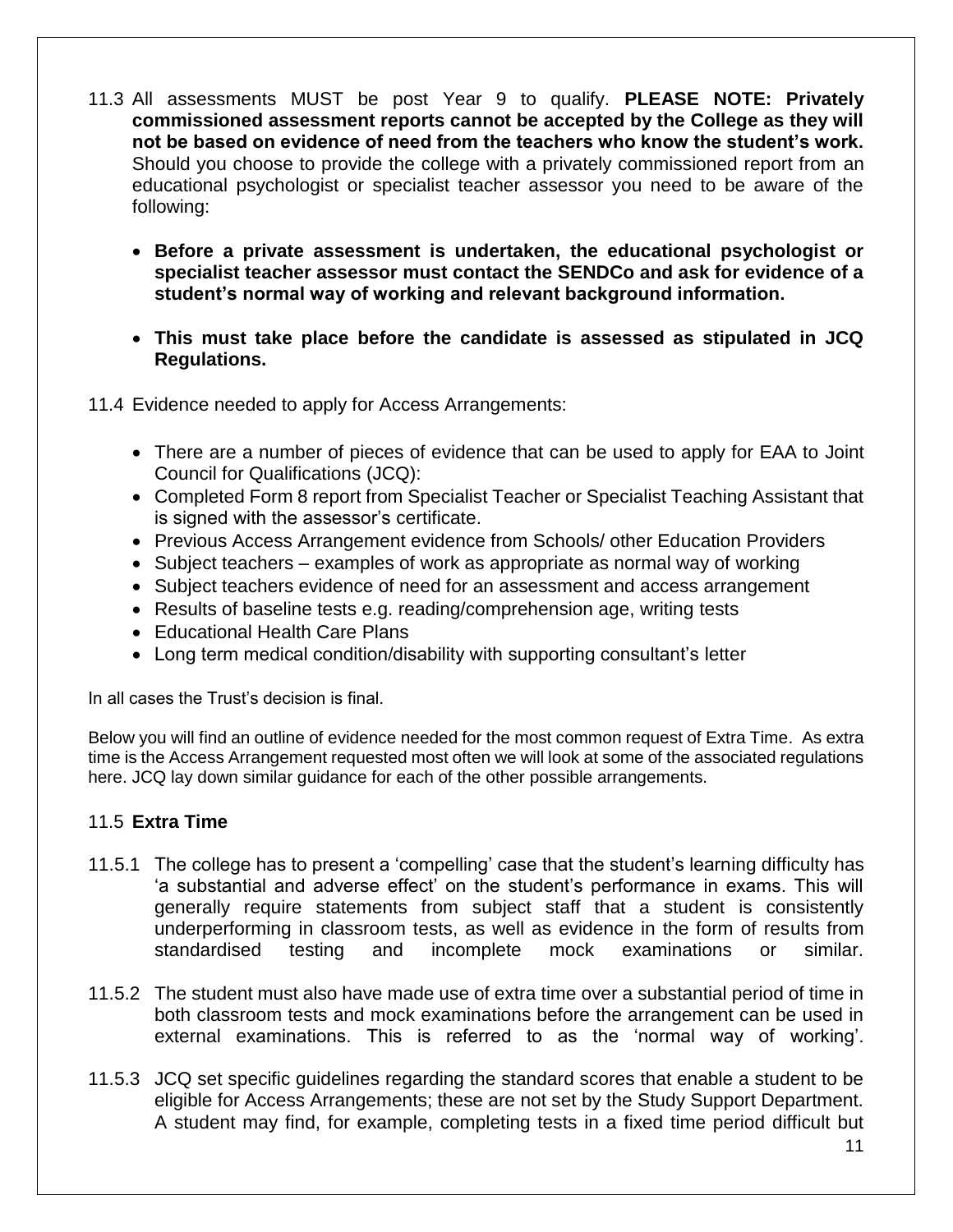11.3 All assessments MUST be post Year 9 to qualify. **PLEASE NOTE: Privately commissioned assessment reports cannot be accepted by the College as they will not be based on evidence of need from the teachers who know the student's work.** Should you choose to provide the college with a privately commissioned report from an educational psychologist or specialist teacher assessor you need to be aware of the following:

- **Before a private assessment is undertaken, the educational psychologist or specialist teacher assessor must contact the SENDCo and ask for evidence of a student's normal way of working and relevant background information.**
- **This must take place before the candidate is assessed as stipulated in JCQ Regulations.**

11.4 Evidence needed to apply for Access Arrangements:

- There are a number of pieces of evidence that can be used to apply for EAA to Joint Council for Qualifications (JCQ):
- Completed Form 8 report from Specialist Teacher or Specialist Teaching Assistant that is signed with the assessor's certificate.
- Previous Access Arrangement evidence from Schools/ other Education Providers
- Subject teachers – examples of work as appropriate as normal way of working
- Subject teachers evidence of need for an assessment and access arrangement
- Results of baseline tests e.g. reading/comprehension age, writing tests
- Educational Health Care Plans
- Long term medical condition/disability with supporting consultant's letter

In all cases the Trust's decision is final.

Below you will find an outline of evidence needed for the most common request of Extra Time. As extra time is the Access Arrangement requested most often we will look at some of the associated regulations here. JCQ lay down similar guidance for each of the other possible arrangements.

### 11.5 Extra Time

11.5.1 The college has to present a 'compelling' case that the student's learning difficulty has 'a substantial and adverse effect' on the student's performance in exams. This will generally require statements from subject staff that a student is consistently underperforming in classroom tests, as well as evidence in the form of results from standardised testing and incomplete mock examinations or similar.

11.5.2 The student must also have made use of extra time over a substantial period of time in both classroom tests and mock examinations before the arrangement can be used in external examinations. This is referred to as the 'normal way of working'.

11.5.3 JCQ set specific guidelines regarding the standard scores that enable a student to be eligible for Access Arrangements; these are not set by the Study Support Department. A student may find, for example, completing tests in a fixed time period difficult but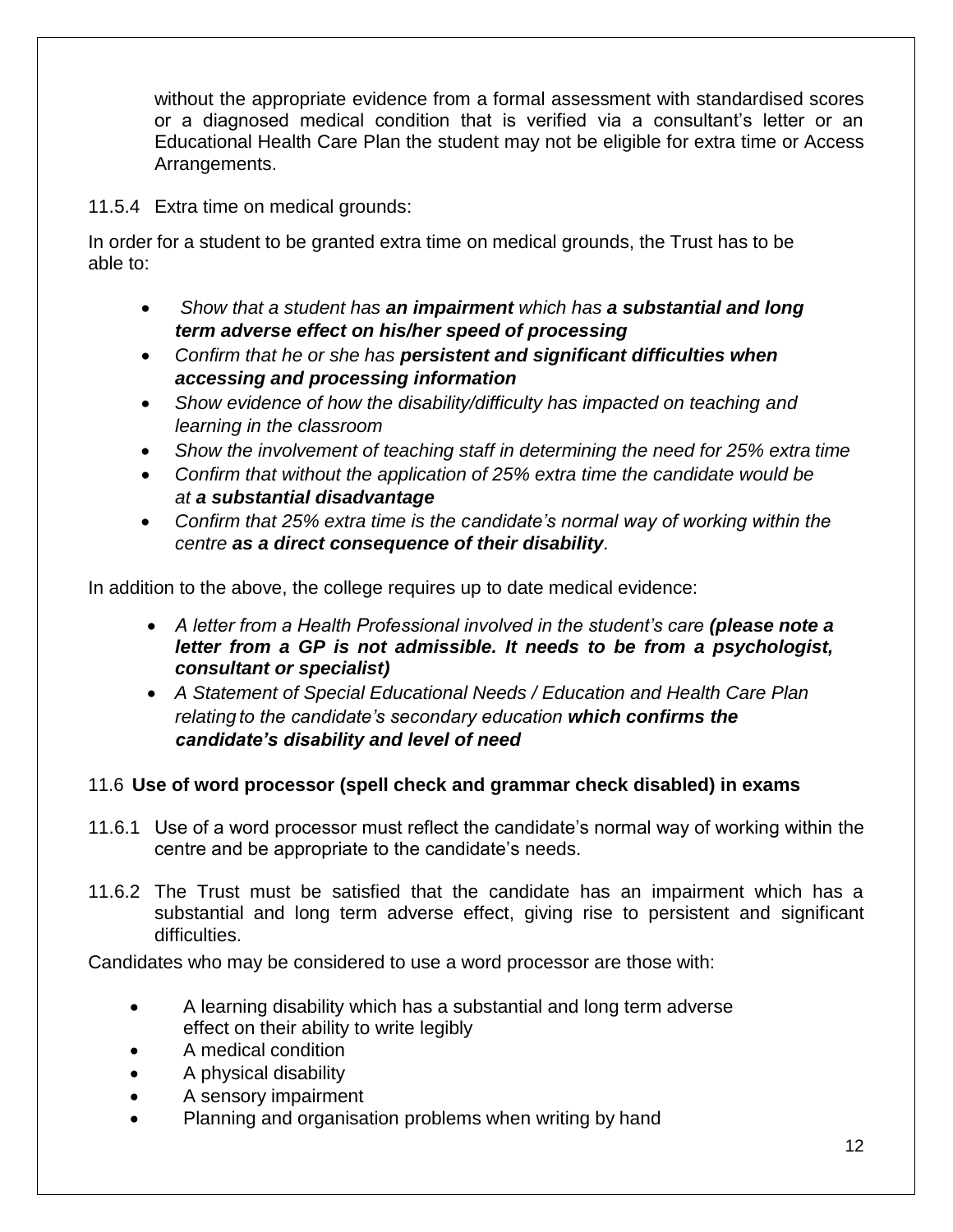without the appropriate evidence from a formal assessment with standardised scores or a diagnosed medical condition that is verified via a consultant's letter or an Educational Health Care Plan the student may not be eligible for extra time or Access Arrangements.

11.5.4 Extra time on medical grounds:

In order for a student to be granted extra time on medical grounds, the Trust has to be able to:

- *Show that a student has **an impairment** which has **a substantial and long term adverse effect on his/her speed of processing***
- *Confirm that he or she has **persistent and significant difficulties when accessing and processing information***
- *Show evidence of how the disability/difficulty has impacted on teaching and learning in the classroom*
- *Show the involvement of teaching staff in determining the need for 25% extra time*
- *Confirm that without the application of 25% extra time the candidate would be at **a substantial disadvantage***
- *Confirm that 25% extra time is the candidate's normal way of working within the centre **as a direct consequence of their disability**.*

In addition to the above, the college requires up to date medical evidence:

- *A letter from a Health Professional involved in the student's care **(please note a letter from a GP is not admissible. It needs to be from a psychologist, consultant or specialist)***
- *A Statement of Special Educational Needs / Education and Health Care Plan relating to the candidate's secondary education **which confirms the candidate's disability and level of need***

### 11.6 **Use of word processor (spell check and grammar check disabled) in exams**

11.6.1 Use of a word processor must reflect the candidate's normal way of working within the centre and be appropriate to the candidate's needs.

11.6.2 The Trust must be satisfied that the candidate has an impairment which has a substantial and long term adverse effect, giving rise to persistent and significant difficulties.

Candidates who may be considered to use a word processor are those with:

- A learning disability which has a substantial and long term adverse effect on their ability to write legibly
- A medical condition
- A physical disability
- A sensory impairment
- Planning and organisation problems when writing by hand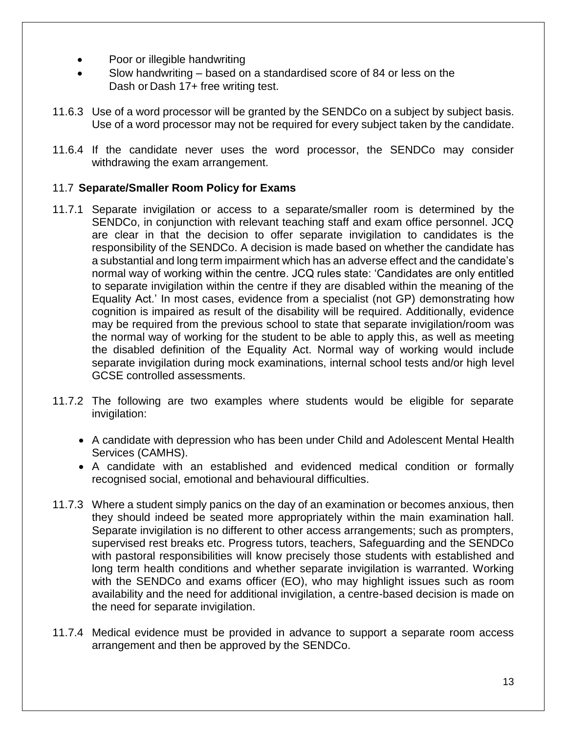- Poor or illegible handwriting
- Slow handwriting – based on a standardised score of 84 or less on the Dash or Dash 17+ free writing test.

11.6.3 Use of a word processor will be granted by the SENDCo on a subject by subject basis. Use of a word processor may not be required for every subject taken by the candidate.

11.6.4 If the candidate never uses the word processor, the SENDCo may consider withdrawing the exam arrangement.

### 11.7 **Separate/Smaller Room Policy for Exams**

11.7.1 Separate invigilation or access to a separate/smaller room is determined by the SENDCo, in conjunction with relevant teaching staff and exam office personnel. JCQ are clear in that the decision to offer separate invigilation to candidates is the responsibility of the SENDCo. A decision is made based on whether the candidate has a substantial and long term impairment which has an adverse effect and the candidate's normal way of working within the centre. JCQ rules state: 'Candidates are only entitled to separate invigilation within the centre if they are disabled within the meaning of the Equality Act.' In most cases, evidence from a specialist (not GP) demonstrating how cognition is impaired as result of the disability will be required. Additionally, evidence may be required from the previous school to state that separate invigilation/room was the normal way of working for the student to be able to apply this, as well as meeting the disabled definition of the Equality Act. Normal way of working would include separate invigilation during mock examinations, internal school tests and/or high level GCSE controlled assessments.

11.7.2 The following are two examples where students would be eligible for separate invigilation:

- A candidate with depression who has been under Child and Adolescent Mental Health Services (CAMHS).
- A candidate with an established and evidenced medical condition or formally recognised social, emotional and behavioural difficulties.

11.7.3 Where a student simply panics on the day of an examination or becomes anxious, then they should indeed be seated more appropriately within the main examination hall. Separate invigilation is no different to other access arrangements; such as prompters, supervised rest breaks etc. Progress tutors, teachers, Safeguarding and the SENDCo with pastoral responsibilities will know precisely those students with established and long term health conditions and whether separate invigilation is warranted. Working with the SENDCo and exams officer (EO), who may highlight issues such as room availability and the need for additional invigilation, a centre-based decision is made on the need for separate invigilation.

11.7.4 Medical evidence must be provided in advance to support a separate room access arrangement and then be approved by the SENDCo.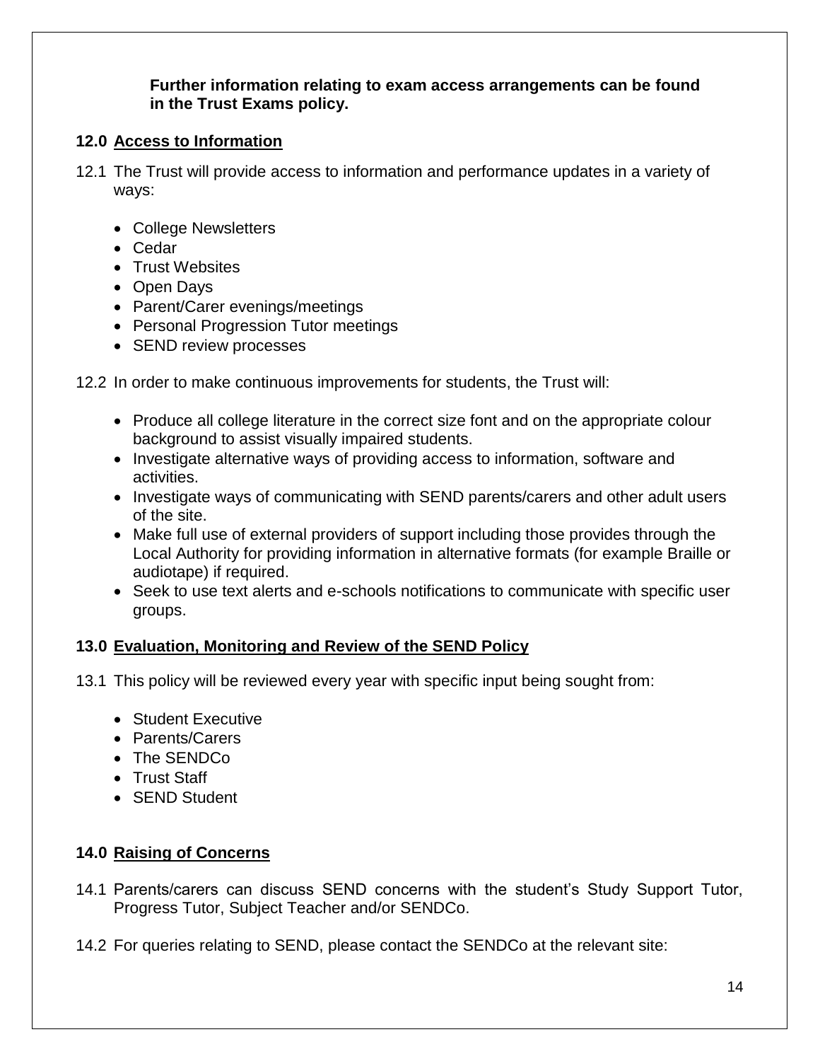**Further information relating to exam access arrangements can be found in the Trust Exams policy.**

## 12.0 Access to Information

12.1 The Trust will provide access to information and performance updates in a variety of ways:

- College Newsletters
- Cedar
- Trust Websites
- Open Days
- Parent/Carer evenings/meetings
- Personal Progression Tutor meetings
- SEND review processes

12.2 In order to make continuous improvements for students, the Trust will:

- Produce all college literature in the correct size font and on the appropriate colour background to assist visually impaired students.
- Investigate alternative ways of providing access to information, software and activities.
- Investigate ways of communicating with SEND parents/carers and other adult users of the site.
- Make full use of external providers of support including those provides through the Local Authority for providing information in alternative formats (for example Braille or audiotape) if required.
- Seek to use text alerts and e-schools notifications to communicate with specific user groups.

## 13.0 Evaluation, Monitoring and Review of the SEND Policy

13.1 This policy will be reviewed every year with specific input being sought from:

- Student Executive
- Parents/Carers
- The SENDCo
- Trust Staff
- SEND Student

## 14.0 Raising of Concerns

14.1 Parents/carers can discuss SEND concerns with the student's Study Support Tutor, Progress Tutor, Subject Teacher and/or SENDCo.

14.2 For queries relating to SEND, please contact the SENDCo at the relevant site: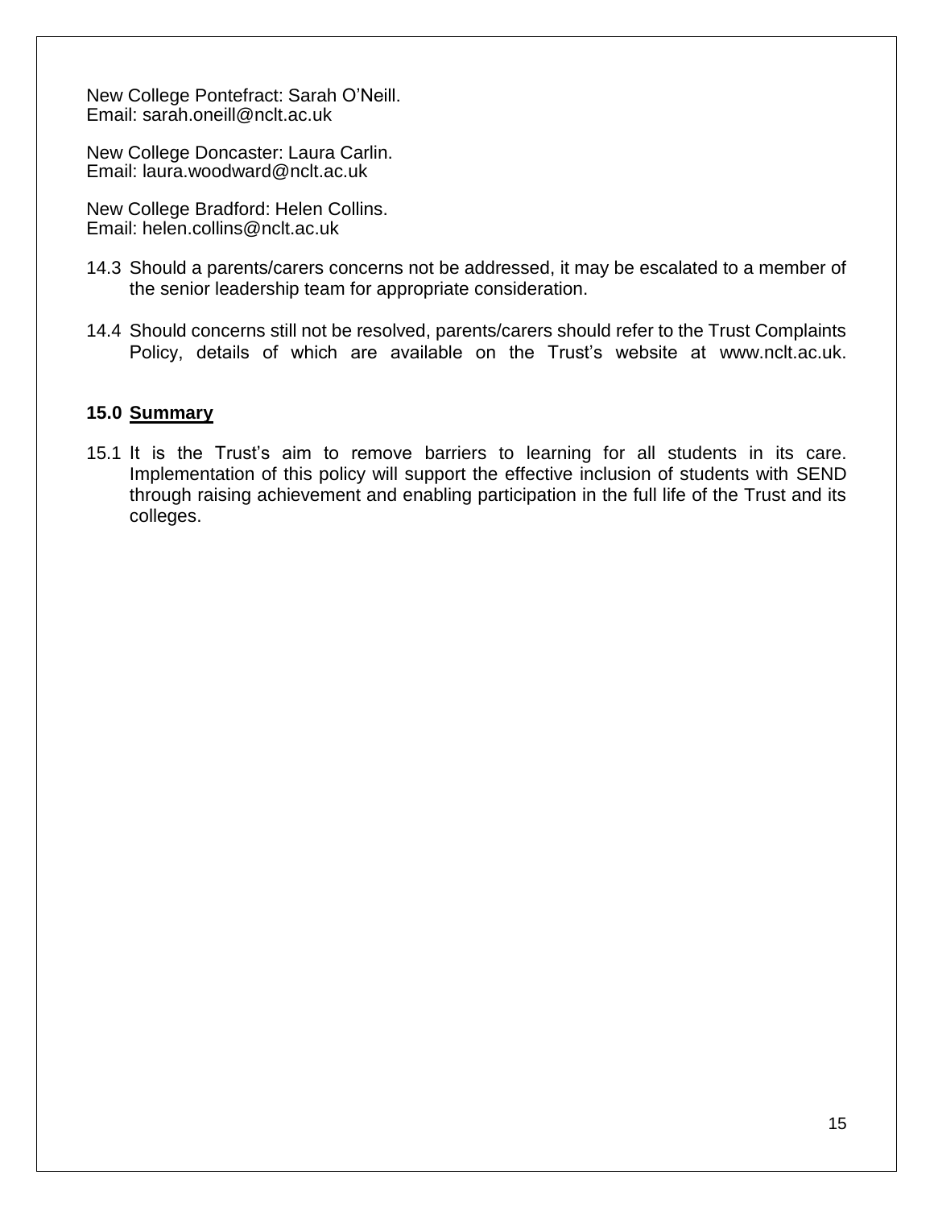New College Pontefract: Sarah O'Neill.
Email: sarah.oneill@nclt.ac.uk

New College Doncaster: Laura Carlin.
Email: laura.woodward@nclt.ac.uk

New College Bradford: Helen Collins.
Email: helen.collins@nclt.ac.uk

14.3 Should a parents/carers concerns not be addressed, it may be escalated to a member of the senior leadership team for appropriate consideration.

14.4 Should concerns still not be resolved, parents/carers should refer to the Trust Complaints Policy, details of which are available on the Trust's website at www.nclt.ac.uk.

## 15.0 Summary

15.1 It is the Trust's aim to remove barriers to learning for all students in its care. Implementation of this policy will support the effective inclusion of students with SEND through raising achievement and enabling participation in the full life of the Trust and its colleges.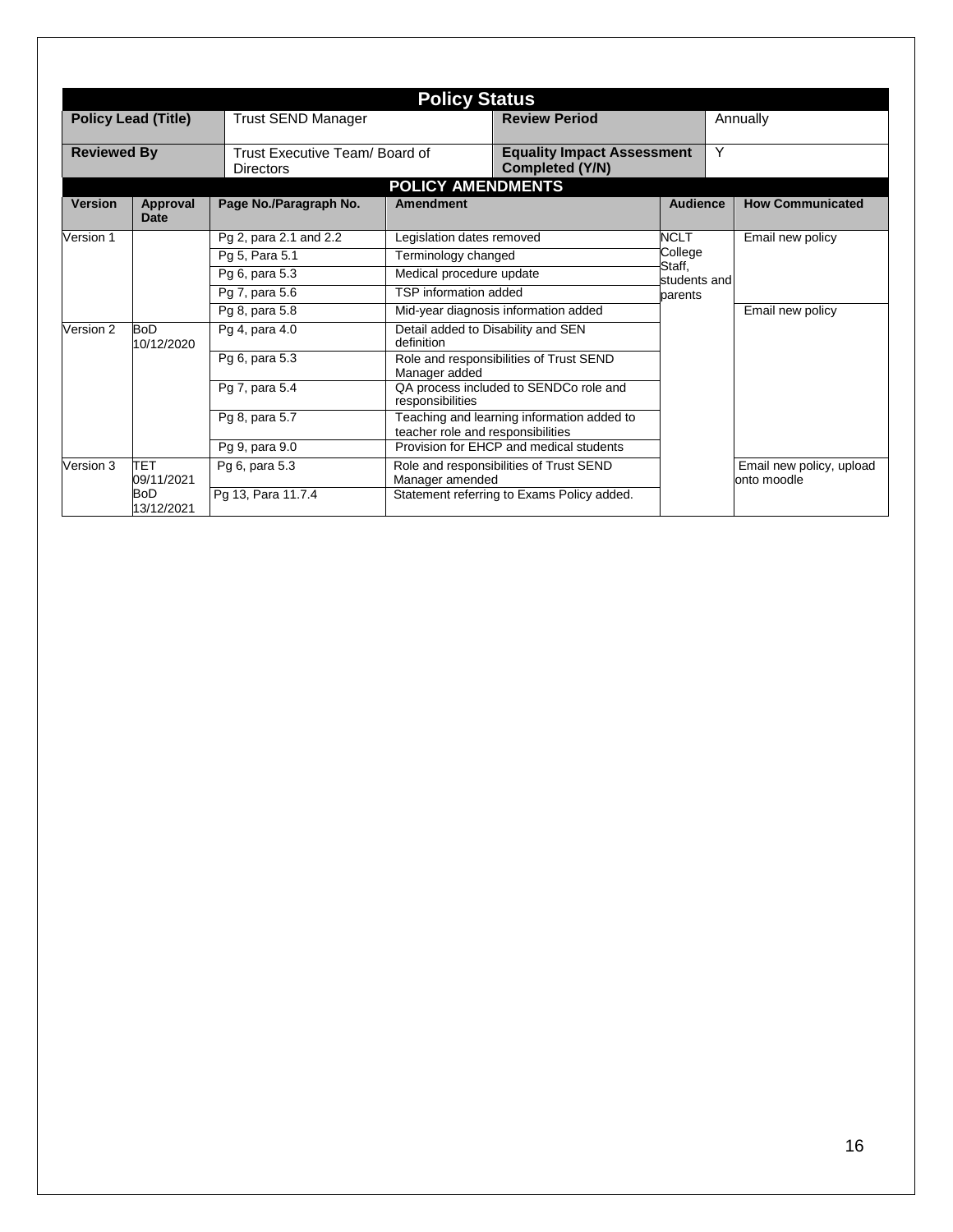| Policy Status | | | |
|---|---|---|---|
| **Policy Lead (Title)** | Trust SEND Manager | **Review Period** | Annually |
| **Reviewed By** | Trust Executive Team/ Board of Directors | **Equality Impact Assessment Completed (Y/N)** | Y |

**POLICY AMENDMENTS**

| Version | Approval Date | Page No./Paragraph No. | Amendment | Audience | How Communicated |
|---|---|---|---|---|---|
| Version 1 | | Pg 2, para 2.1 and 2.2 | Legislation dates removed | NCLT College Staff, students and parents | Email new policy |
| | | Pg 5, Para 5.1 | Terminology changed | | |
| | | Pg 6, para 5.3 | Medical procedure update | | |
| | | Pg 7, para 5.6 | TSP information added | | |
| | | Pg 8, para 5.8 | Mid-year diagnosis information added | | Email new policy |
| Version 2 | BoD 10/12/2020 | Pg 4, para 4.0 | Detail added to Disability and SEN definition | | |
| | | Pg 6, para 5.3 | Role and responsibilities of Trust SEND Manager added | | |
| | | Pg 7, para 5.4 | QA process included to SENDCo role and responsibilities | | |
| | | Pg 8, para 5.7 | Teaching and learning information added to teacher role and responsibilities | | |
| | | Pg 9, para 9.0 | Provision for EHCP and medical students | | |
| Version 3 | TET 09/11/2021 BoD 13/12/2021 | Pg 6, para 5.3 | Role and responsibilities of Trust SEND Manager amended | | Email new policy, upload onto moodle |
| | | Pg 13, Para 11.7.4 | Statement referring to Exams Policy added. | | |